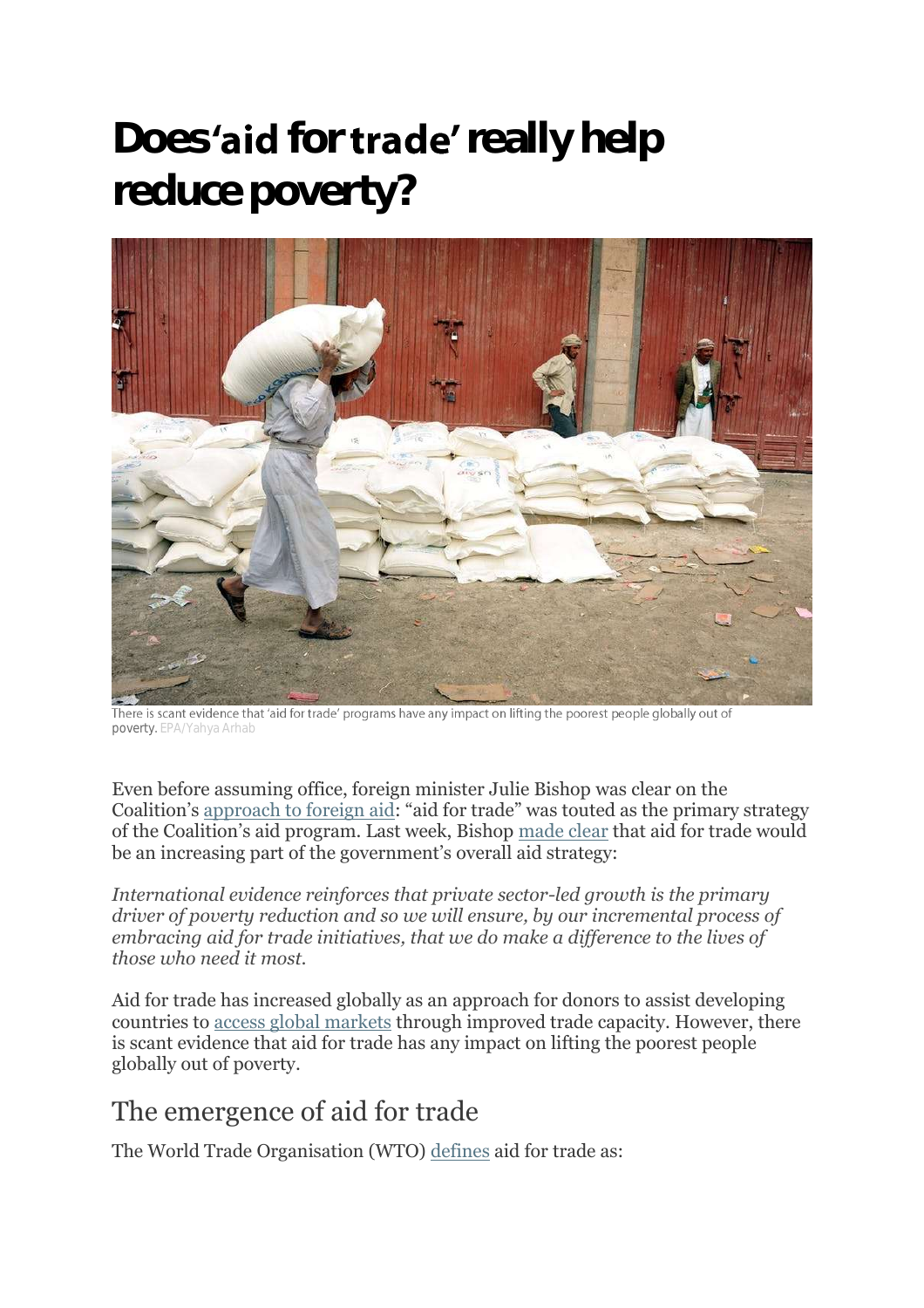# Does 'aid for trade' really help reduce poverty?

There is scant evidence that 'aid for trade' programs have any impact on lifting the poorest people globally out of poverty. EPA/Yahya Arhab

Even before assuming office, foreign minister Julie Bishop was clear on the Coalition's approach to foreign aid: "aid for trade" was touted as the primary strategy of the Coalition's aid program. Last week, Bishop made clear that aid for trade would be an increasing part of the government's overall aid strategy:

*International evidence reinforces that private sector-led growth is the primary driver of poverty reduction and so we will ensure, by our incremental process of embracing aid for trade initiatives, that we do make a difference to the lives of those who need it most.*

Aid for trade has increased globally as an approach for donors to assist developing countries to access global markets through improved trade capacity. However, there is scant evidence that aid for trade has any impact on lifting the poorest people globally out of poverty.

## The emergence of aid for trade

The World Trade Organisation (WTO) defines aid for trade as: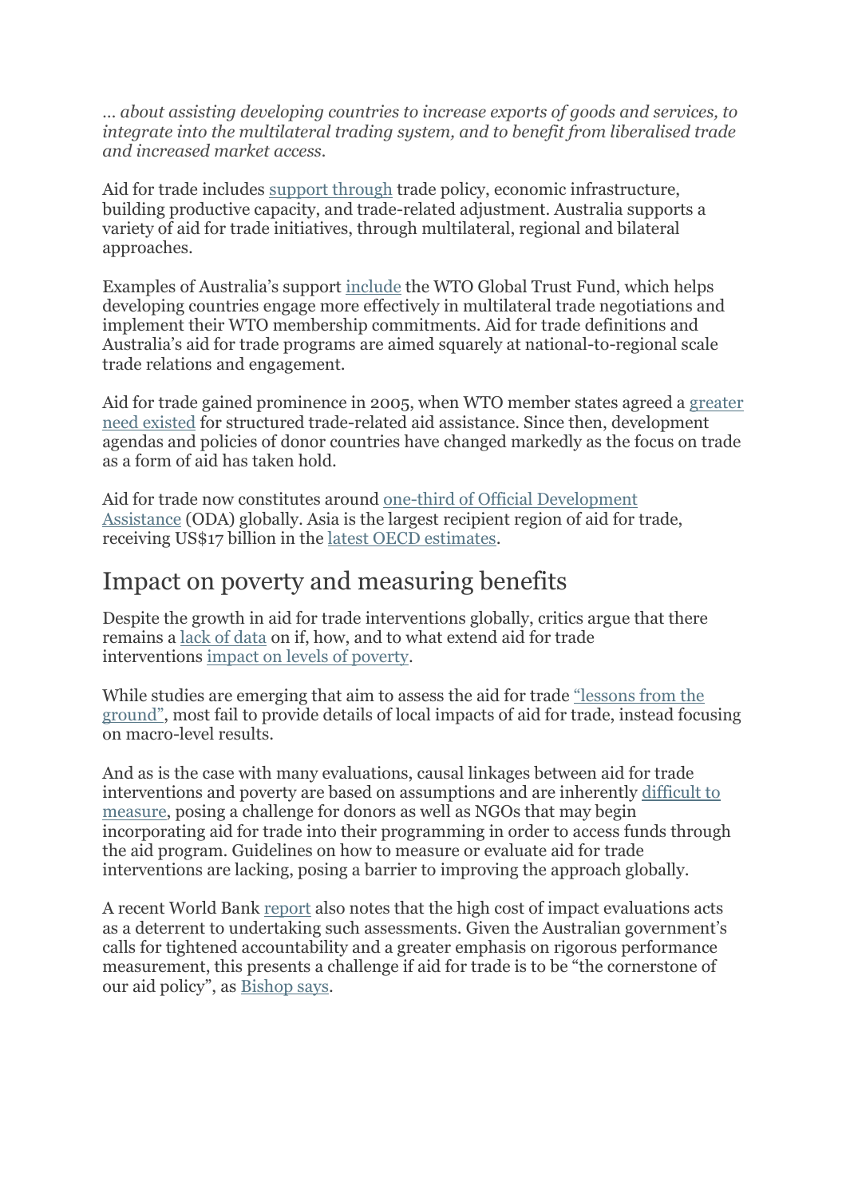*… about assisting developing countries to increase exports of goods and services, to integrate into the multilateral trading system, and to benefit from liberalised trade and increased market access.*

Aid for trade includes support through trade policy, economic infrastructure, building productive capacity, and trade-related adjustment. Australia supports a variety of aid for trade initiatives, through multilateral, regional and bilateral approaches.

Examples of Australia's support include the WTO Global Trust Fund, which helps developing countries engage more effectively in multilateral trade negotiations and implement their WTO membership commitments. Aid for trade definitions and Australia's aid for trade programs are aimed squarely at national-to-regional scale trade relations and engagement.

Aid for trade gained prominence in 2005, when WTO member states agreed a greater need existed for structured trade-related aid assistance. Since then, development agendas and policies of donor countries have changed markedly as the focus on trade as a form of aid has taken hold.

Aid for trade now constitutes around one-third of Official Development Assistance (ODA) globally. Asia is the largest recipient region of aid for trade, receiving US$17 billion in the latest OECD estimates.

## Impact on poverty and measuring benefits

Despite the growth in aid for trade interventions globally, critics argue that there remains a lack of data on if, how, and to what extend aid for trade interventions impact on levels of poverty.

While studies are emerging that aim to assess the aid for trade "lessons from the ground", most fail to provide details of local impacts of aid for trade, instead focusing on macro-level results.

And as is the case with many evaluations, causal linkages between aid for trade interventions and poverty are based on assumptions and are inherently difficult to measure, posing a challenge for donors as well as NGOs that may begin incorporating aid for trade into their programming in order to access funds through the aid program. Guidelines on how to measure or evaluate aid for trade interventions are lacking, posing a barrier to improving the approach globally.

A recent World Bank report also notes that the high cost of impact evaluations acts as a deterrent to undertaking such assessments. Given the Australian government's calls for tightened accountability and a greater emphasis on rigorous performance measurement, this presents a challenge if aid for trade is to be "the cornerstone of our aid policy", as Bishop says.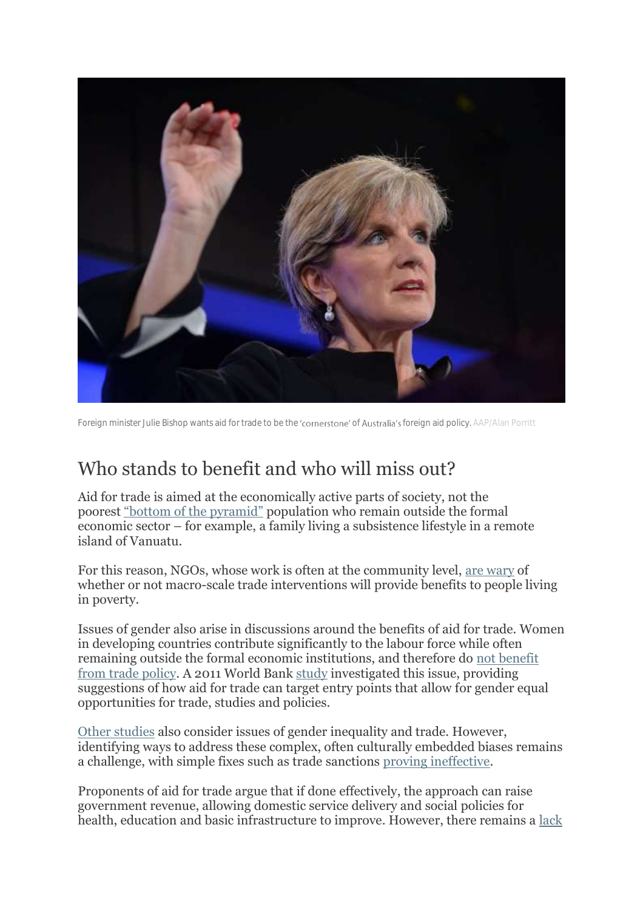Foreign minister Julie Bishop wants aid for trade to be the 'cornerstone' of Australia's foreign aid policy. AAP/Alan Porritt

## Who stands to benefit and who will miss out?

Aid for trade is aimed at the economically active parts of society, not the poorest "bottom of the pyramid" population who remain outside the formal economic sector – for example, a family living a subsistence lifestyle in a remote island of Vanuatu.

For this reason, NGOs, whose work is often at the community level, are wary of whether or not macro-scale trade interventions will provide benefits to people living in poverty.

Issues of gender also arise in discussions around the benefits of aid for trade. Women in developing countries contribute significantly to the labour force while often remaining outside the formal economic institutions, and therefore do not benefit from trade policy. A 2011 World Bank study investigated this issue, providing suggestions of how aid for trade can target entry points that allow for gender equal opportunities for trade, studies and policies.

Other studies also consider issues of gender inequality and trade. However, identifying ways to address these complex, often culturally embedded biases remains a challenge, with simple fixes such as trade sanctions proving ineffective.

Proponents of aid for trade argue that if done effectively, the approach can raise government revenue, allowing domestic service delivery and social policies for health, education and basic infrastructure to improve. However, there remains a lack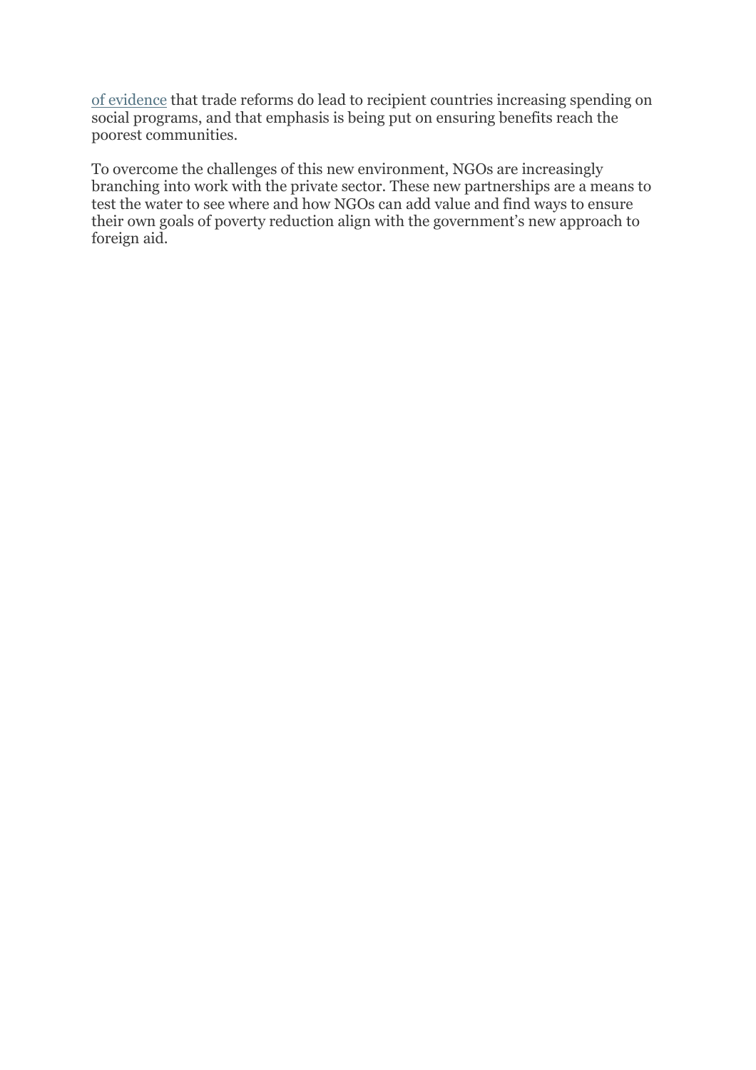of evidence that trade reforms do lead to recipient countries increasing spending on social programs, and that emphasis is being put on ensuring benefits reach the poorest communities.

To overcome the challenges of this new environment, NGOs are increasingly branching into work with the private sector. These new partnerships are a means to test the water to see where and how NGOs can add value and find ways to ensure their own goals of poverty reduction align with the government's new approach to foreign aid.